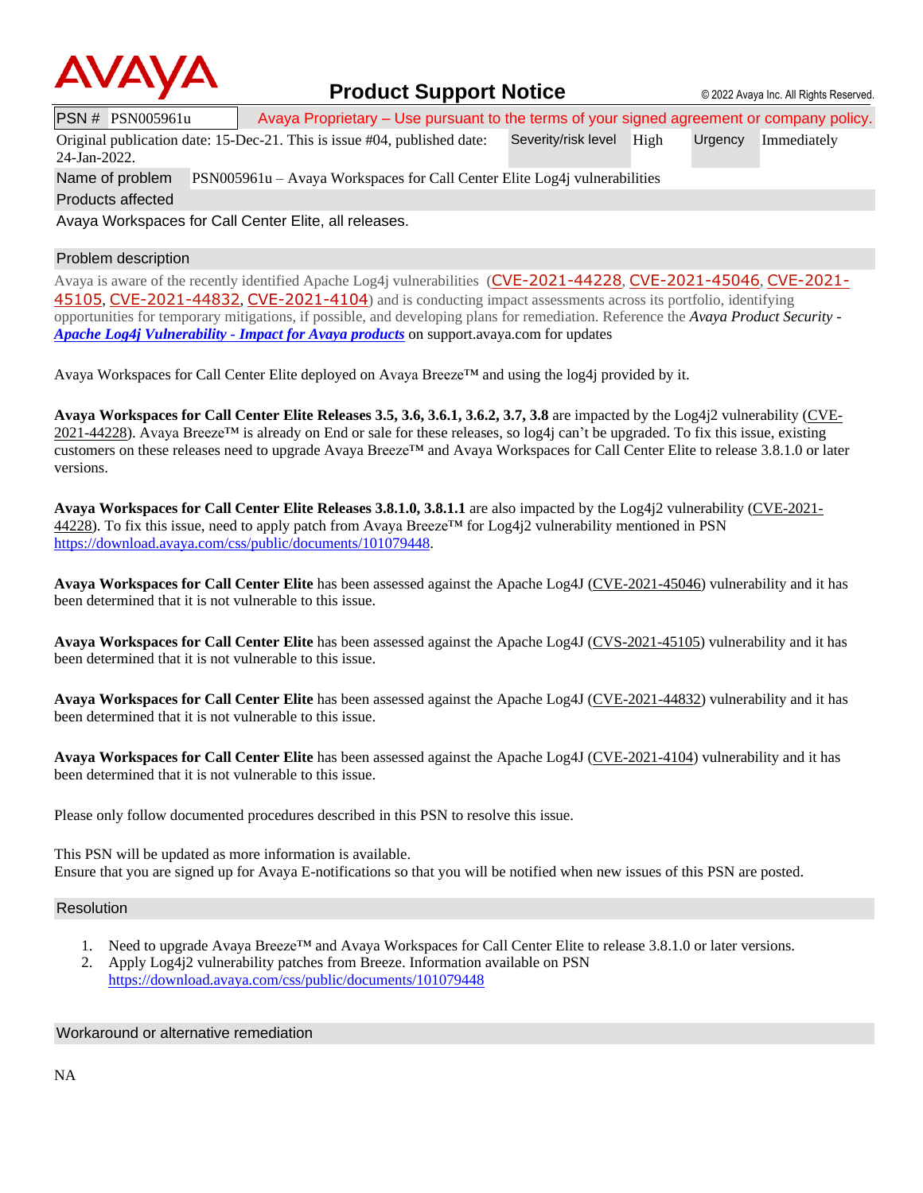# AVAYA

## Product Support Notice

© 2022 Avaya Inc. All Rights Reserved.

| PSN # PSN005961u | Avaya Proprietary – Use pursuant to the terms of your signed agreement or company policy. | | | |
|---|---|---|---|---|
| Original publication date: 15-Dec-21. This is issue #04, published date: 24-Jan-2022. | Severity/risk level | High | Urgency | Immediately |
| Name of problem | PSN005961u – Avaya Workspaces for Call Center Elite Log4j vulnerabilities | | | |

### Products affected

Avaya Workspaces for Call Center Elite, all releases.

### Problem description

Avaya is aware of the recently identified Apache Log4j vulnerabilities (CVE-2021-44228, CVE-2021-45046, CVE-2021-45105, CVE-2021-44832, CVE-2021-4104) and is conducting impact assessments across its portfolio, identifying opportunities for temporary mitigations, if possible, and developing plans for remediation. Reference the *Avaya Product Security - **Apache Log4j Vulnerability - Impact for Avaya products*** on support.avaya.com for updates

Avaya Workspaces for Call Center Elite deployed on Avaya Breeze™ and using the log4j provided by it.

**Avaya Workspaces for Call Center Elite Releases 3.5, 3.6, 3.6.1, 3.6.2, 3.7, 3.8** are impacted by the Log4j2 vulnerability (CVE-2021-44228). Avaya Breeze™ is already on End or sale for these releases, so log4j can't be upgraded. To fix this issue, existing customers on these releases need to upgrade Avaya Breeze™ and Avaya Workspaces for Call Center Elite to release 3.8.1.0 or later versions.

**Avaya Workspaces for Call Center Elite Releases 3.8.1.0, 3.8.1.1** are also impacted by the Log4j2 vulnerability (CVE-2021-44228). To fix this issue, need to apply patch from Avaya Breeze™ for Log4j2 vulnerability mentioned in PSN https://download.avaya.com/css/public/documents/101079448.

**Avaya Workspaces for Call Center Elite** has been assessed against the Apache Log4J (CVE-2021-45046) vulnerability and it has been determined that it is not vulnerable to this issue.

**Avaya Workspaces for Call Center Elite** has been assessed against the Apache Log4J (CVS-2021-45105) vulnerability and it has been determined that it is not vulnerable to this issue.

**Avaya Workspaces for Call Center Elite** has been assessed against the Apache Log4J (CVE-2021-44832) vulnerability and it has been determined that it is not vulnerable to this issue.

**Avaya Workspaces for Call Center Elite** has been assessed against the Apache Log4J (CVE-2021-4104) vulnerability and it has been determined that it is not vulnerable to this issue.

Please only follow documented procedures described in this PSN to resolve this issue.

This PSN will be updated as more information is available.
Ensure that you are signed up for Avaya E-notifications so that you will be notified when new issues of this PSN are posted.

### Resolution

1. Need to upgrade Avaya Breeze™ and Avaya Workspaces for Call Center Elite to release 3.8.1.0 or later versions.
2. Apply Log4j2 vulnerability patches from Breeze. Information available on PSN https://download.avaya.com/css/public/documents/101079448

### Workaround or alternative remediation

NA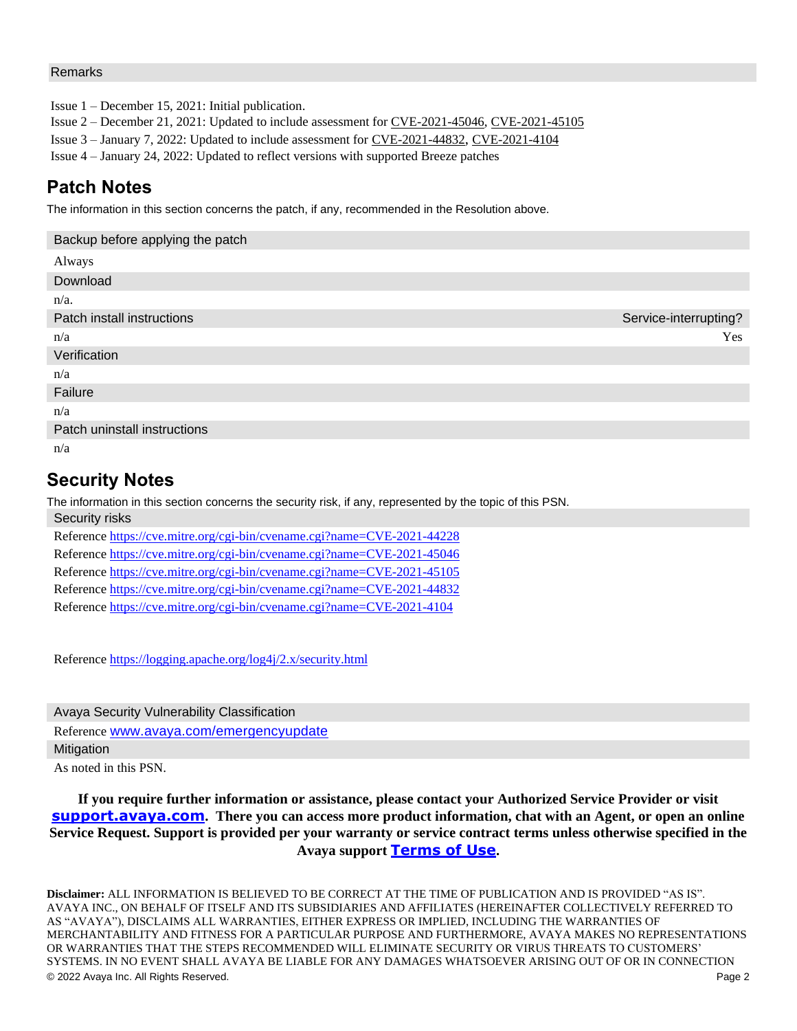Remarks

Issue 1 – December 15, 2021: Initial publication.
Issue 2 – December 21, 2021: Updated to include assessment for CVE-2021-45046, CVE-2021-45105
Issue 3 – January 7, 2022: Updated to include assessment for CVE-2021-44832, CVE-2021-4104
Issue 4 – January 24, 2022: Updated to reflect versions with supported Breeze patches

## Patch Notes

The information in this section concerns the patch, if any, recommended in the Resolution above.

| Backup before applying the patch | |
|---|---|
| Always | |
| **Download** | |
| n/a. | |
| **Patch install instructions** | **Service-interrupting?** |
| n/a | Yes |
| **Verification** | |
| n/a | |
| **Failure** | |
| n/a | |
| **Patch uninstall instructions** | |
| n/a | |

## Security Notes

The information in this section concerns the security risk, if any, represented by the topic of this PSN.

**Security risks**

Reference https://cve.mitre.org/cgi-bin/cvename.cgi?name=CVE-2021-44228
Reference https://cve.mitre.org/cgi-bin/cvename.cgi?name=CVE-2021-45046
Reference https://cve.mitre.org/cgi-bin/cvename.cgi?name=CVE-2021-45105
Reference https://cve.mitre.org/cgi-bin/cvename.cgi?name=CVE-2021-44832
Reference https://cve.mitre.org/cgi-bin/cvename.cgi?name=CVE-2021-4104

Reference https://logging.apache.org/log4j/2.x/security.html

**Avaya Security Vulnerability Classification**

Reference www.avaya.com/emergencyupdate

**Mitigation**

As noted in this PSN.

**If you require further information or assistance, please contact your Authorized Service Provider or visit support.avaya.com. There you can access more product information, chat with an Agent, or open an online Service Request. Support is provided per your warranty or service contract terms unless otherwise specified in the Avaya support Terms of Use.**

**Disclaimer:** ALL INFORMATION IS BELIEVED TO BE CORRECT AT THE TIME OF PUBLICATION AND IS PROVIDED "AS IS". AVAYA INC., ON BEHALF OF ITSELF AND ITS SUBSIDIARIES AND AFFILIATES (HEREINAFTER COLLECTIVELY REFERRED TO AS "AVAYA"), DISCLAIMS ALL WARRANTIES, EITHER EXPRESS OR IMPLIED, INCLUDING THE WARRANTIES OF MERCHANTABILITY AND FITNESS FOR A PARTICULAR PURPOSE AND FURTHERMORE, AVAYA MAKES NO REPRESENTATIONS OR WARRANTIES THAT THE STEPS RECOMMENDED WILL ELIMINATE SECURITY OR VIRUS THREATS TO CUSTOMERS' SYSTEMS. IN NO EVENT SHALL AVAYA BE LIABLE FOR ANY DAMAGES WHATSOEVER ARISING OUT OF OR IN CONNECTION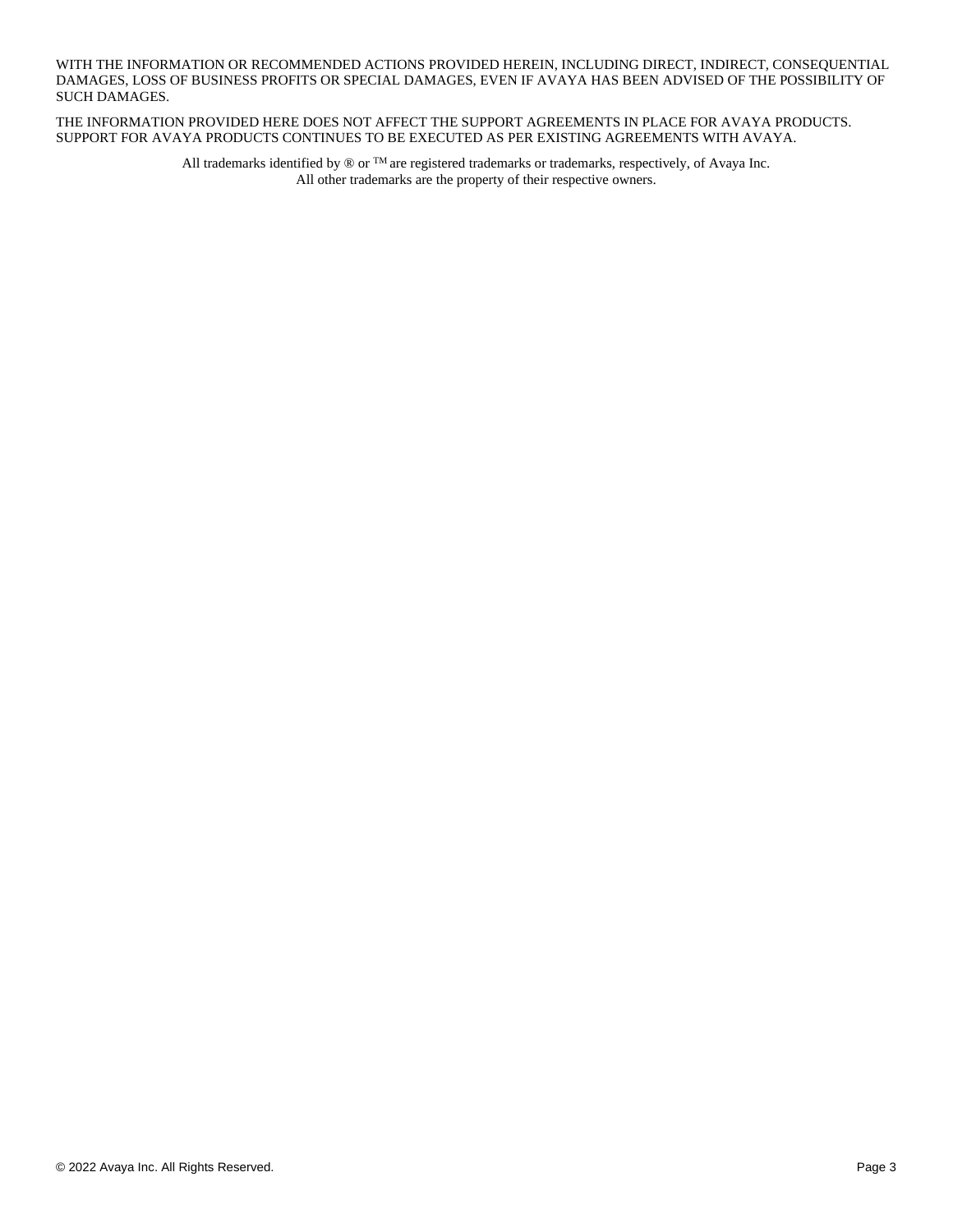WITH THE INFORMATION OR RECOMMENDED ACTIONS PROVIDED HEREIN, INCLUDING DIRECT, INDIRECT, CONSEQUENTIAL DAMAGES, LOSS OF BUSINESS PROFITS OR SPECIAL DAMAGES, EVEN IF AVAYA HAS BEEN ADVISED OF THE POSSIBILITY OF SUCH DAMAGES.

THE INFORMATION PROVIDED HERE DOES NOT AFFECT THE SUPPORT AGREEMENTS IN PLACE FOR AVAYA PRODUCTS. SUPPORT FOR AVAYA PRODUCTS CONTINUES TO BE EXECUTED AS PER EXISTING AGREEMENTS WITH AVAYA.

All trademarks identified by ® or ™ are registered trademarks or trademarks, respectively, of Avaya Inc.
All other trademarks are the property of their respective owners.